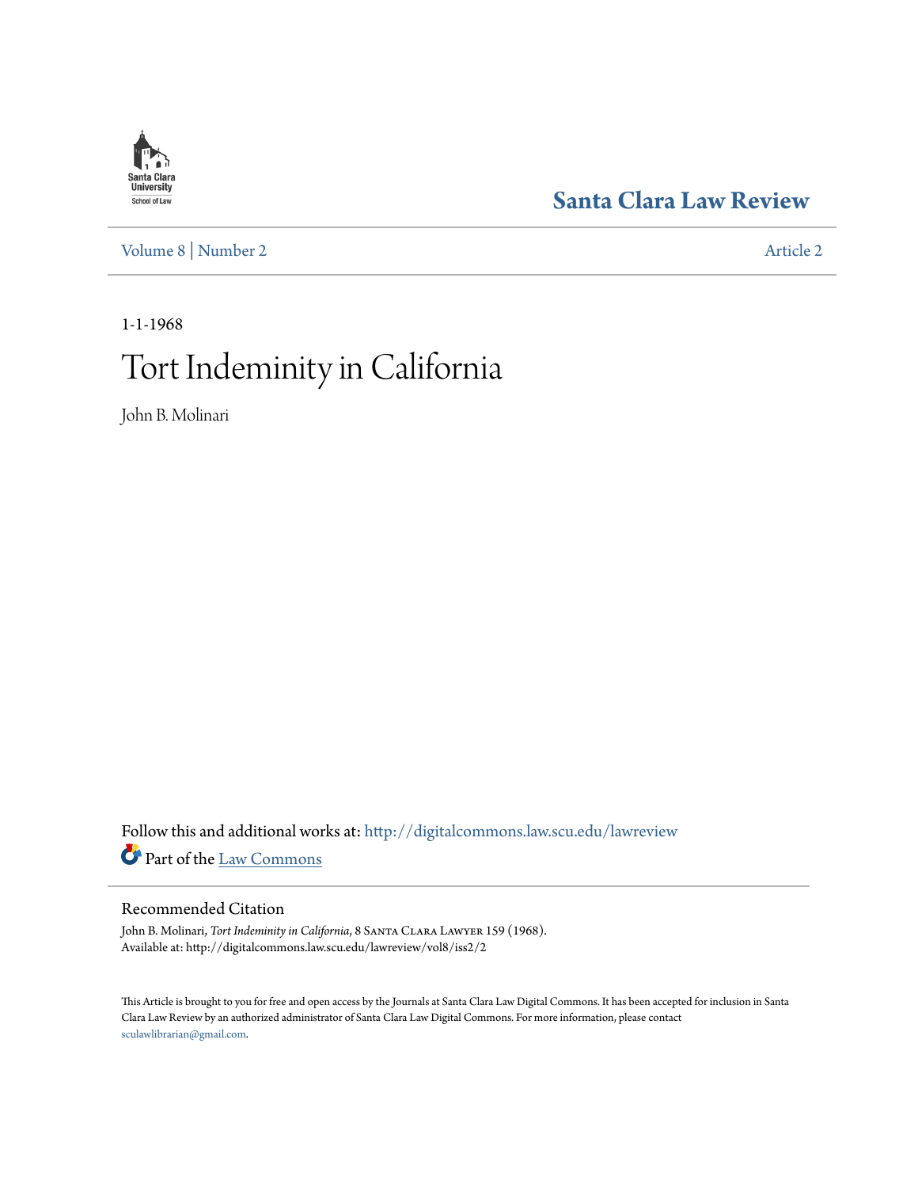Santa Clara Law Review

Volume 8 | Number 2

Article 2

1-1-1968

# Tort Indeminity in California

John B. Molinari

Follow this and additional works at: http://digitalcommons.law.scu.edu/lawreview

Part of the Law Commons

## Recommended Citation

John B. Molinari, *Tort Indeminity in California*, 8 Santa Clara Lawyer 159 (1968).
Available at: http://digitalcommons.law.scu.edu/lawreview/vol8/iss2/2

This Article is brought to you for free and open access by the Journals at Santa Clara Law Digital Commons. It has been accepted for inclusion in Santa Clara Law Review by an authorized administrator of Santa Clara Law Digital Commons. For more information, please contact sculawlibrarian@gmail.com.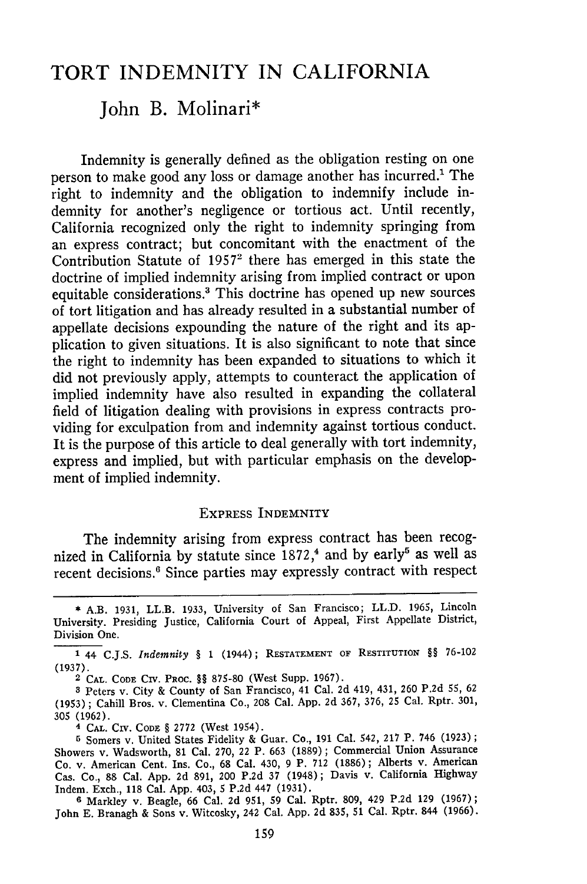# TORT INDEMNITY IN CALIFORNIA

## John B. Molinari*

Indemnity is generally defined as the obligation resting on one person to make good any loss or damage another has incurred.[1] The right to indemnity and the obligation to indemnify include indemnity for another's negligence or tortious act. Until recently, California recognized only the right to indemnity springing from an express contract; but concomitant with the enactment of the Contribution Statute of 1957[2] there has emerged in this state the doctrine of implied indemnity arising from implied contract or upon equitable considerations.[3] This doctrine has opened up new sources of tort litigation and has already resulted in a substantial number of appellate decisions expounding the nature of the right and its application to given situations. It is also significant to note that since the right to indemnity has been expanded to situations to which it did not previously apply, attempts to counteract the application of implied indemnity have also resulted in expanding the collateral field of litigation dealing with provisions in express contracts providing for exculpation from and indemnity against tortious conduct. It is the purpose of this article to deal generally with tort indemnity, express and implied, but with particular emphasis on the development of implied indemnity.

### EXPRESS INDEMNITY

The indemnity arising from express contract has been recognized in California by statute since 1872,[4] and by early[5] as well as recent decisions.[6] Since parties may expressly contract with respect

---

\* A.B. 1931, LL.B. 1933, University of San Francisco; LL.D. 1965, Lincoln University. Presiding Justice, California Court of Appeal, First Appellate District, Division One.

[1] 44 C.J.S. *Indemnity* § 1 (1944); RESTATEMENT OF RESTITUTION §§ 76-102 (1937).

[2] CAL. CODE CIV. PROC. §§ 875-80 (West Supp. 1967).

[3] Peters v. City & County of San Francisco, 41 Cal. 2d 419, 431, 260 P.2d 55, 62 (1953); Cahill Bros. v. Clementina Co., 208 Cal. App. 2d 367, 376, 25 Cal. Rptr. 301, 305 (1962).

[4] CAL. CIV. CODE § 2772 (West 1954).

[5] Somers v. United States Fidelity & Guar. Co., 191 Cal. 542, 217 P. 746 (1923); Showers v. Wadsworth, 81 Cal. 270, 22 P. 663 (1889); Commercial Union Assurance Co. v. American Cent. Ins. Co., 68 Cal. 430, 9 P. 712 (1886); Alberts v. American Cas. Co., 88 Cal. App. 2d 891, 200 P.2d 37 (1948); Davis v. California Highway Indem. Exch., 118 Cal. App. 403, 5 P.2d 447 (1931).

[6] Markley v. Beagle, 66 Cal. 2d 951, 59 Cal. Rptr. 809, 429 P.2d 129 (1967); John E. Branagh & Sons v. Witcosky, 242 Cal. App. 2d 835, 51 Cal. Rptr. 844 (1966).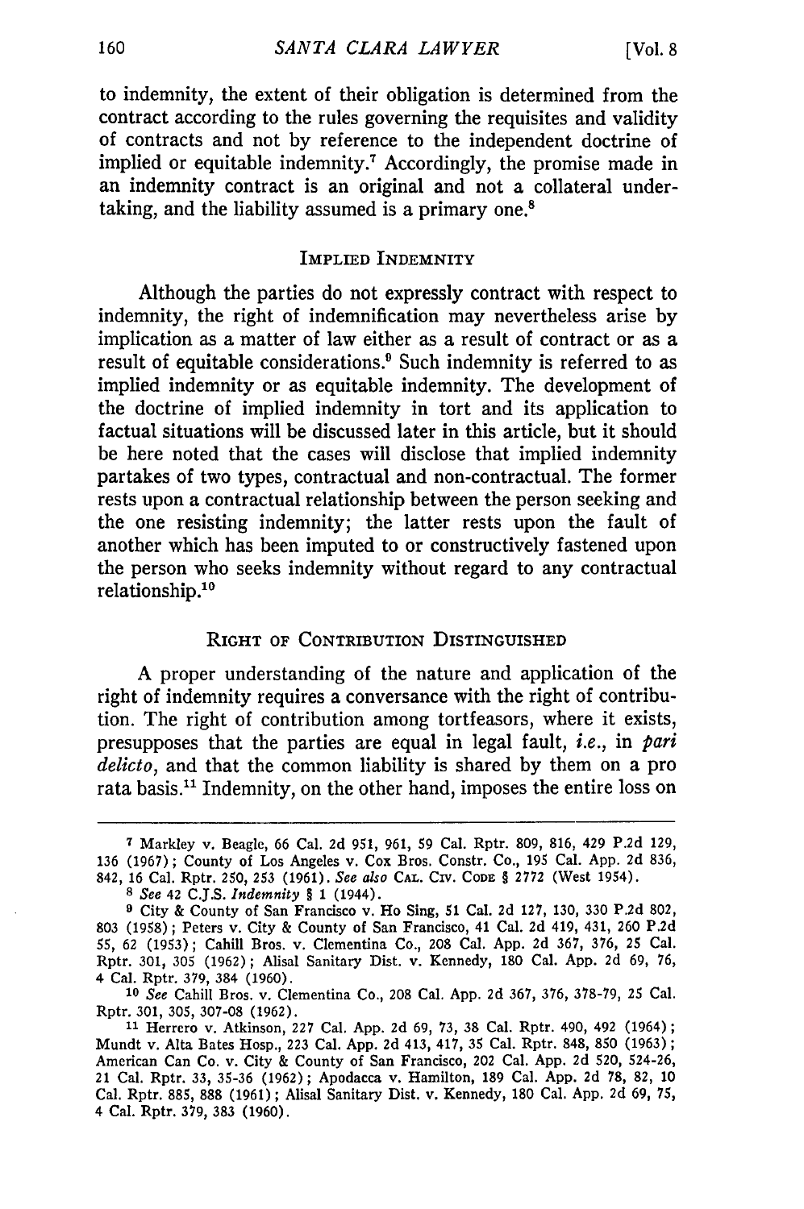to indemnity, the extent of their obligation is determined from the contract according to the rules governing the requisites and validity of contracts and not by reference to the independent doctrine of implied or equitable indemnity.[7] Accordingly, the promise made in an indemnity contract is an original and not a collateral undertaking, and the liability assumed is a primary one.[8]

## IMPLIED INDEMNITY

Although the parties do not expressly contract with respect to indemnity, the right of indemnification may nevertheless arise by implication as a matter of law either as a result of contract or as a result of equitable considerations.[9] Such indemnity is referred to as implied indemnity or as equitable indemnity. The development of the doctrine of implied indemnity in tort and its application to factual situations will be discussed later in this article, but it should be here noted that the cases will disclose that implied indemnity partakes of two types, contractual and non-contractual. The former rests upon a contractual relationship between the person seeking and the one resisting indemnity; the latter rests upon the fault of another which has been imputed to or constructively fastened upon the person who seeks indemnity without regard to any contractual relationship.[10]

## RIGHT OF CONTRIBUTION DISTINGUISHED

A proper understanding of the nature and application of the right of indemnity requires a conversance with the right of contribution. The right of contribution among tortfeasors, where it exists, presupposes that the parties are equal in legal fault, *i.e.*, in *pari delicto*, and that the common liability is shared by them on a pro rata basis.[11] Indemnity, on the other hand, imposes the entire loss on

---

[7] Markley v. Beagle, 66 Cal. 2d 951, 961, 59 Cal. Rptr. 809, 816, 429 P.2d 129, 136 (1967); County of Los Angeles v. Cox Bros. Constr. Co., 195 Cal. App. 2d 836, 842, 16 Cal. Rptr. 250, 253 (1961). *See also* CAL. CIV. CODE § 2772 (West 1954).

[8] *See* 42 C.J.S. *Indemnity* § 1 (1944).

[9] City & County of San Francisco v. Ho Sing, 51 Cal. 2d 127, 130, 330 P.2d 802, 803 (1958); Peters v. City & County of San Francisco, 41 Cal. 2d 419, 431, 260 P.2d 55, 62 (1953); Cahill Bros. v. Clementina Co., 208 Cal. App. 2d 367, 376, 25 Cal. Rptr. 301, 305 (1962); Alisal Sanitary Dist. v. Kennedy, 180 Cal. App. 2d 69, 76, 4 Cal. Rptr. 379, 384 (1960).

[10] *See* Cahill Bros. v. Clementina Co., 208 Cal. App. 2d 367, 376, 378-79, 25 Cal. Rptr. 301, 305, 307-08 (1962).

[11] Herrero v. Atkinson, 227 Cal. App. 2d 69, 73, 38 Cal. Rptr. 490, 492 (1964); Mundt v. Alta Bates Hosp., 223 Cal. App. 2d 413, 417, 35 Cal. Rptr. 848, 850 (1963); American Can Co. v. City & County of San Francisco, 202 Cal. App. 2d 520, 524-26, 21 Cal. Rptr. 33, 35-36 (1962); Apodacca v. Hamilton, 189 Cal. App. 2d 78, 82, 10 Cal. Rptr. 885, 888 (1961); Alisal Sanitary Dist. v. Kennedy, 180 Cal. App. 2d 69, 75, 4 Cal. Rptr. 379, 383 (1960).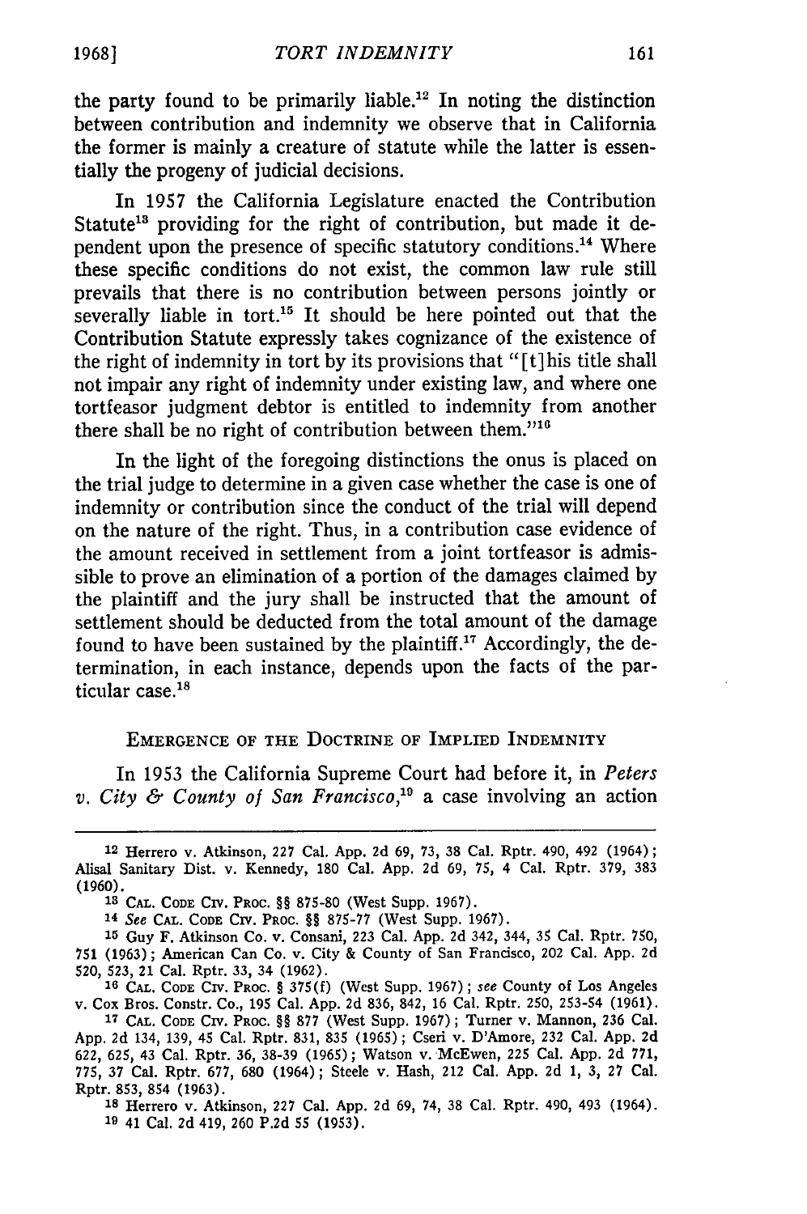the party found to be primarily liable.[12] In noting the distinction between contribution and indemnity we observe that in California the former is mainly a creature of statute while the latter is essentially the progeny of judicial decisions.

In 1957 the California Legislature enacted the Contribution Statute[13] providing for the right of contribution, but made it dependent upon the presence of specific statutory conditions.[14] Where these specific conditions do not exist, the common law rule still prevails that there is no contribution between persons jointly or severally liable in tort.[15] It should be here pointed out that the Contribution Statute expressly takes cognizance of the existence of the right of indemnity in tort by its provisions that "[t]his title shall not impair any right of indemnity under existing law, and where one tortfeasor judgment debtor is entitled to indemnity from another there shall be no right of contribution between them."[16]

In the light of the foregoing distinctions the onus is placed on the trial judge to determine in a given case whether the case is one of indemnity or contribution since the conduct of the trial will depend on the nature of the right. Thus, in a contribution case evidence of the amount received in settlement from a joint tortfeasor is admissible to prove an elimination of a portion of the damages claimed by the plaintiff and the jury shall be instructed that the amount of settlement should be deducted from the total amount of the damage found to have been sustained by the plaintiff.[17] Accordingly, the determination, in each instance, depends upon the facts of the particular case.[18]

## EMERGENCE OF THE DOCTRINE OF IMPLIED INDEMNITY

In 1953 the California Supreme Court had before it, in *Peters v. City & County of San Francisco*,[19] a case involving an action

---

[12] Herrero v. Atkinson, 227 Cal. App. 2d 69, 73, 38 Cal. Rptr. 490, 492 (1964); Alisal Sanitary Dist. v. Kennedy, 180 Cal. App. 2d 69, 75, 4 Cal. Rptr. 379, 383 (1960).

[13] CAL. CODE CIV. PROC. §§ 875-80 (West Supp. 1967).

[14] *See* CAL. CODE CIV. PROC. §§ 875-77 (West Supp. 1967).

[15] Guy F. Atkinson Co. v. Consani, 223 Cal. App. 2d 342, 344, 35 Cal. Rptr. 750, 751 (1963); American Can Co. v. City & County of San Francisco, 202 Cal. App. 2d 520, 523, 21 Cal. Rptr. 33, 34 (1962).

[16] CAL. CODE CIV. PROC. § 375(f) (West Supp. 1967); *see* County of Los Angeles v. Cox Bros. Constr. Co., 195 Cal. App. 2d 836, 842, 16 Cal. Rptr. 250, 253-54 (1961).

[17] CAL. CODE CIV. PROC. §§ 877 (West Supp. 1967); Turner v. Mannon, 236 Cal. App. 2d 134, 139, 45 Cal. Rptr. 831, 835 (1965); Cseri v. D'Amore, 232 Cal. App. 2d 622, 625, 43 Cal. Rptr. 36, 38-39 (1965); Watson v. McEwen, 225 Cal. App. 2d 771, 775, 37 Cal. Rptr. 677, 680 (1964); Steele v. Hash, 212 Cal. App. 2d 1, 3, 27 Cal. Rptr. 853, 854 (1963).

[18] Herrero v. Atkinson, 227 Cal. App. 2d 69, 74, 38 Cal. Rptr. 490, 493 (1964).

[19] 41 Cal. 2d 419, 260 P.2d 55 (1953).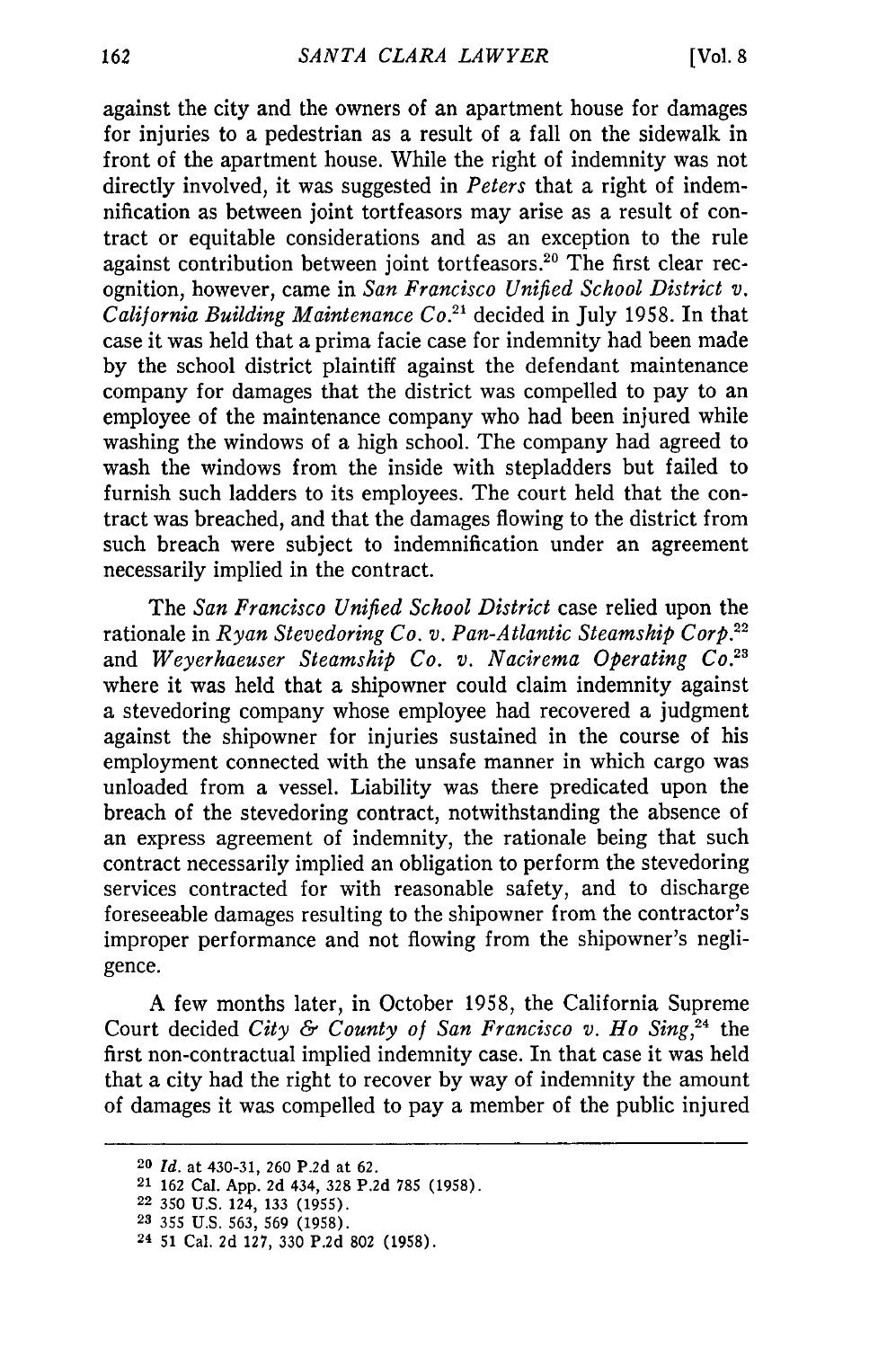against the city and the owners of an apartment house for damages for injuries to a pedestrian as a result of a fall on the sidewalk in front of the apartment house. While the right of indemnity was not directly involved, it was suggested in *Peters* that a right of indemnification as between joint tortfeasors may arise as a result of contract or equitable considerations and as an exception to the rule against contribution between joint tortfeasors.[20] The first clear recognition, however, came in *San Francisco Unified School District v. California Building Maintenance Co.*[21] decided in July 1958. In that case it was held that a prima facie case for indemnity had been made by the school district plaintiff against the defendant maintenance company for damages that the district was compelled to pay to an employee of the maintenance company who had been injured while washing the windows of a high school. The company had agreed to wash the windows from the inside with stepladders but failed to furnish such ladders to its employees. The court held that the contract was breached, and that the damages flowing to the district from such breach were subject to indemnification under an agreement necessarily implied in the contract.

The *San Francisco Unified School District* case relied upon the rationale in *Ryan Stevedoring Co. v. Pan-Atlantic Steamship Corp.*[22] and *Weyerhaeuser Steamship Co. v. Nacirema Operating Co.*[23] where it was held that a shipowner could claim indemnity against a stevedoring company whose employee had recovered a judgment against the shipowner for injuries sustained in the course of his employment connected with the unsafe manner in which cargo was unloaded from a vessel. Liability was there predicated upon the breach of the stevedoring contract, notwithstanding the absence of an express agreement of indemnity, the rationale being that such contract necessarily implied an obligation to perform the stevedoring services contracted for with reasonable safety, and to discharge foreseeable damages resulting to the shipowner from the contractor's improper performance and not flowing from the shipowner's negligence.

A few months later, in October 1958, the California Supreme Court decided *City & County of San Francisco v. Ho Sing*,[24] the first non-contractual implied indemnity case. In that case it was held that a city had the right to recover by way of indemnity the amount of damages it was compelled to pay a member of the public injured

---

[20] *Id.* at 430-31, 260 P.2d at 62.

[21] 162 Cal. App. 2d 434, 328 P.2d 785 (1958).

[22] 350 U.S. 124, 133 (1955).

[23] 355 U.S. 563, 569 (1958).

[24] 51 Cal. 2d 127, 330 P.2d 802 (1958).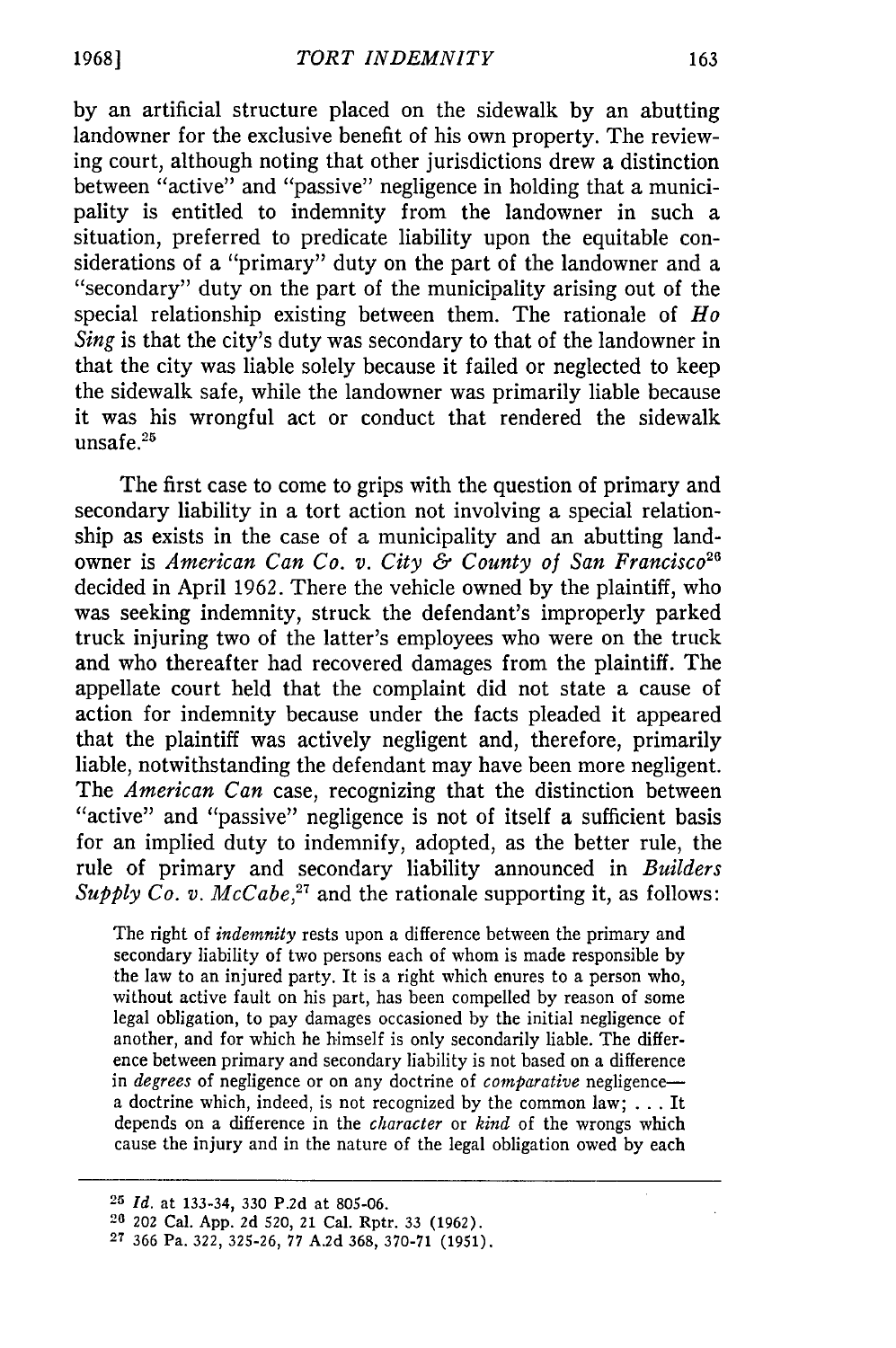by an artificial structure placed on the sidewalk by an abutting landowner for the exclusive benefit of his own property. The reviewing court, although noting that other jurisdictions drew a distinction between "active" and "passive" negligence in holding that a municipality is entitled to indemnity from the landowner in such a situation, preferred to predicate liability upon the equitable considerations of a "primary" duty on the part of the landowner and a "secondary" duty on the part of the municipality arising out of the special relationship existing between them. The rationale of *Ho Sing* is that the city's duty was secondary to that of the landowner in that the city was liable solely because it failed or neglected to keep the sidewalk safe, while the landowner was primarily liable because it was his wrongful act or conduct that rendered the sidewalk unsafe.[25]

The first case to come to grips with the question of primary and secondary liability in a tort action not involving a special relationship as exists in the case of a municipality and an abutting landowner is *American Can Co. v. City & County of San Francisco*[26] decided in April 1962. There the vehicle owned by the plaintiff, who was seeking indemnity, struck the defendant's improperly parked truck injuring two of the latter's employees who were on the truck and who thereafter had recovered damages from the plaintiff. The appellate court held that the complaint did not state a cause of action for indemnity because under the facts pleaded it appeared that the plaintiff was actively negligent and, therefore, primarily liable, notwithstanding the defendant may have been more negligent. The *American Can* case, recognizing that the distinction between "active" and "passive" negligence is not of itself a sufficient basis for an implied duty to indemnify, adopted, as the better rule, the rule of primary and secondary liability announced in *Builders Supply Co. v. McCabe*,[27] and the rationale supporting it, as follows:

> The right of *indemnity* rests upon a difference between the primary and secondary liability of two persons each of whom is made responsible by the law to an injured party. It is a right which enures to a person who, without active fault on his part, has been compelled by reason of some legal obligation, to pay damages occasioned by the initial negligence of another, and for which he himself is only secondarily liable. The difference between primary and secondary liability is not based on a difference in *degrees* of negligence or on any doctrine of *comparative* negligence—a doctrine which, indeed, is not recognized by the common law; . . . It depends on a difference in the *character* or *kind* of the wrongs which cause the injury and in the nature of the legal obligation owed by each

---

[25] *Id.* at 133-34, 330 P.2d at 805-06.

[26] 202 Cal. App. 2d 520, 21 Cal. Rptr. 33 (1962).

[27] 366 Pa. 322, 325-26, 77 A.2d 368, 370-71 (1951).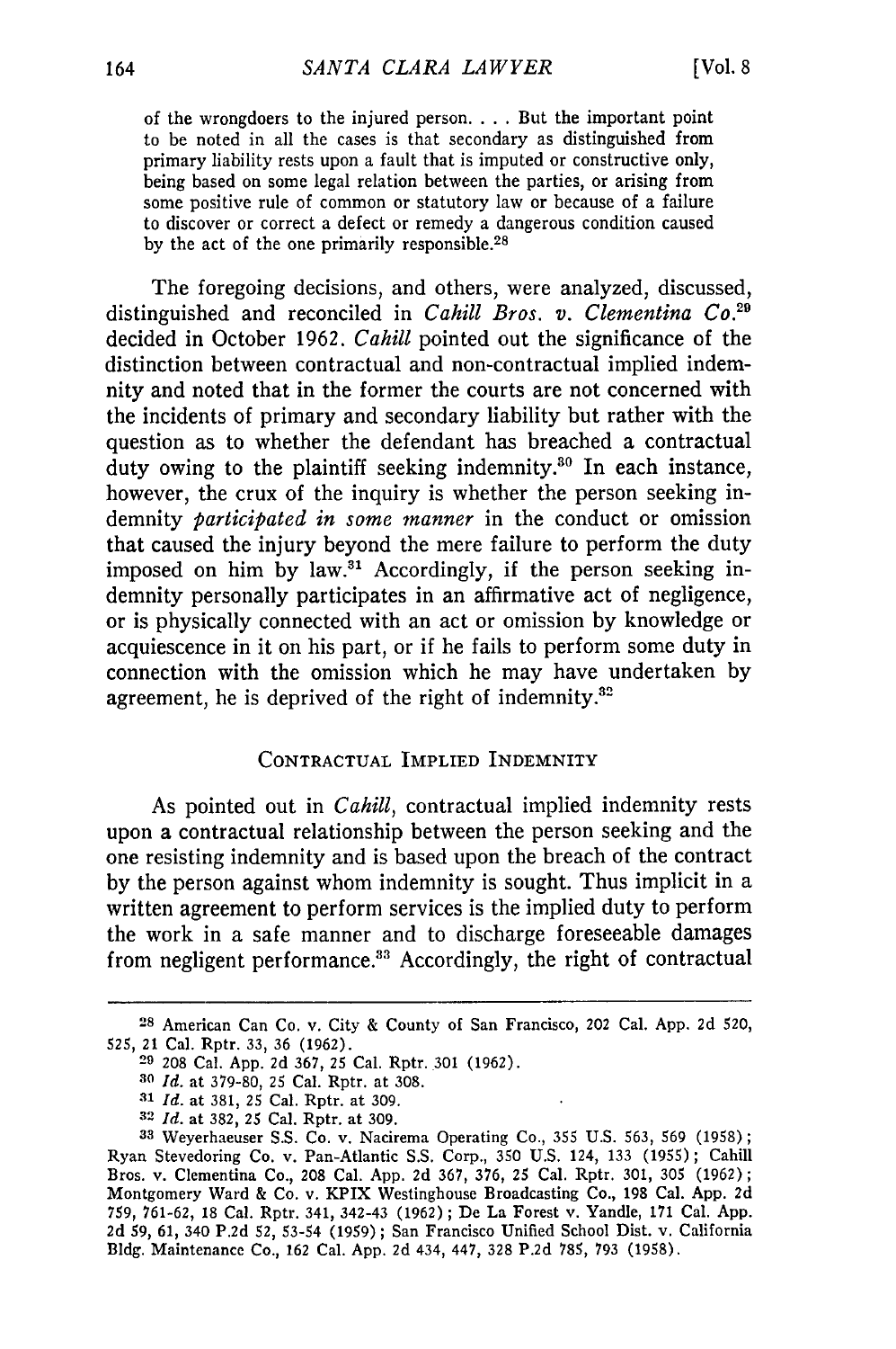> of the wrongdoers to the injured person. . . . But the important point to be noted in all the cases is that secondary as distinguished from primary liability rests upon a fault that is imputed or constructive only, being based on some legal relation between the parties, or arising from some positive rule of common or statutory law or because of a failure to discover or correct a defect or remedy a dangerous condition caused by the act of the one primarily responsible.[28]

The foregoing decisions, and others, were analyzed, discussed, distinguished and reconciled in *Cahill Bros. v. Clementina Co.*[29] decided in October 1962. *Cahill* pointed out the significance of the distinction between contractual and non-contractual implied indemnity and noted that in the former the courts are not concerned with the incidents of primary and secondary liability but rather with the question as to whether the defendant has breached a contractual duty owing to the plaintiff seeking indemnity.[30] In each instance, however, the crux of the inquiry is whether the person seeking indemnity *participated in some manner* in the conduct or omission that caused the injury beyond the mere failure to perform the duty imposed on him by law.[31] Accordingly, if the person seeking indemnity personally participates in an affirmative act of negligence, or is physically connected with an act or omission by knowledge or acquiescence in it on his part, or if he fails to perform some duty in connection with the omission which he may have undertaken by agreement, he is deprived of the right of indemnity.[32]

## CONTRACTUAL IMPLIED INDEMNITY

As pointed out in *Cahill*, contractual implied indemnity rests upon a contractual relationship between the person seeking and the one resisting indemnity and is based upon the breach of the contract by the person against whom indemnity is sought. Thus implicit in a written agreement to perform services is the implied duty to perform the work in a safe manner and to discharge foreseeable damages from negligent performance.[33] Accordingly, the right of contractual

---

[28] American Can Co. v. City & County of San Francisco, 202 Cal. App. 2d 520, 525, 21 Cal. Rptr. 33, 36 (1962).

[29] 208 Cal. App. 2d 367, 25 Cal. Rptr. 301 (1962).

[30] *Id.* at 379-80, 25 Cal. Rptr. at 308.

[31] *Id.* at 381, 25 Cal. Rptr. at 309.

[32] *Id.* at 382, 25 Cal. Rptr. at 309.

[33] Weyerhaeuser S.S. Co. v. Nacirema Operating Co., 355 U.S. 563, 569 (1958); Ryan Stevedoring Co. v. Pan-Atlantic S.S. Corp., 350 U.S. 124, 133 (1955); Cahill Bros. v. Clementina Co., 208 Cal. App. 2d 367, 376, 25 Cal. Rptr. 301, 305 (1962); Montgomery Ward & Co. v. KPIX Westinghouse Broadcasting Co., 198 Cal. App. 2d 759, 761-62, 18 Cal. Rptr. 341, 342-43 (1962); De La Forest v. Yandle, 171 Cal. App. 2d 59, 61, 340 P.2d 52, 53-54 (1959); San Francisco Unified School Dist. v. California Bldg. Maintenance Co., 162 Cal. App. 2d 434, 447, 328 P.2d 785, 793 (1958).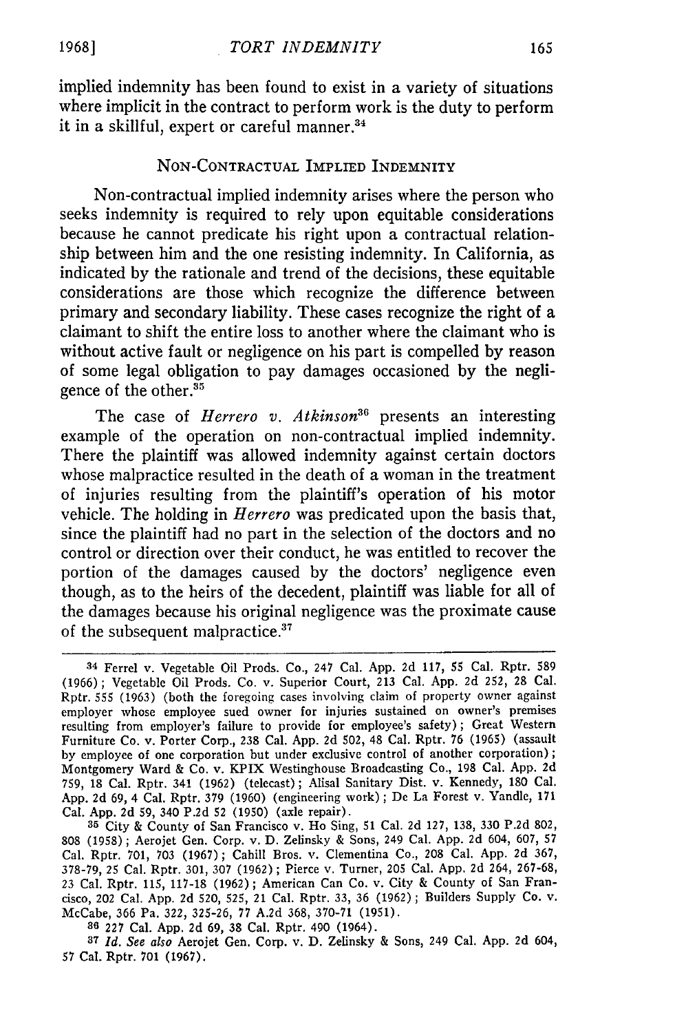implied indemnity has been found to exist in a variety of situations where implicit in the contract to perform work is the duty to perform it in a skillful, expert or careful manner.[34]

## NON-CONTRACTUAL IMPLIED INDEMNITY

Non-contractual implied indemnity arises where the person who seeks indemnity is required to rely upon equitable considerations because he cannot predicate his right upon a contractual relationship between him and the one resisting indemnity. In California, as indicated by the rationale and trend of the decisions, these equitable considerations are those which recognize the difference between primary and secondary liability. These cases recognize the right of a claimant to shift the entire loss to another where the claimant who is without active fault or negligence on his part is compelled by reason of some legal obligation to pay damages occasioned by the negligence of the other.[35]

The case of *Herrero v. Atkinson*[36] presents an interesting example of the operation on non-contractual implied indemnity. There the plaintiff was allowed indemnity against certain doctors whose malpractice resulted in the death of a woman in the treatment of injuries resulting from the plaintiff's operation of his motor vehicle. The holding in *Herrero* was predicated upon the basis that, since the plaintiff had no part in the selection of the doctors and no control or direction over their conduct, he was entitled to recover the portion of the damages caused by the doctors' negligence even though, as to the heirs of the decedent, plaintiff was liable for all of the damages because his original negligence was the proximate cause of the subsequent malpractice.[37]

---

[34] Ferrel v. Vegetable Oil Prods. Co., 247 Cal. App. 2d 117, 55 Cal. Rptr. 589 (1966); Vegetable Oil Prods. Co. v. Superior Court, 213 Cal. App. 2d 252, 28 Cal. Rptr. 555 (1963) (both the foregoing cases involving claim of property owner against employer whose employee sued owner for injuries sustained on owner's premises resulting from employer's failure to provide for employee's safety); Great Western Furniture Co. v. Porter Corp., 238 Cal. App. 2d 502, 48 Cal. Rptr. 76 (1965) (assault by employee of one corporation but under exclusive control of another corporation); Montgomery Ward & Co. v. KPIX Westinghouse Broadcasting Co., 198 Cal. App. 2d 759, 18 Cal. Rptr. 341 (1962) (telecast); Alisal Sanitary Dist. v. Kennedy, 180 Cal. App. 2d 69, 4 Cal. Rptr. 379 (1960) (engineering work); De La Forest v. Yandle, 171 Cal. App. 2d 59, 340 P.2d 52 (1950) (axle repair).

[35] City & County of San Francisco v. Ho Sing, 51 Cal. 2d 127, 138, 330 P.2d 802, 808 (1958); Aerojet Gen. Corp. v. D. Zelinsky & Sons, 249 Cal. App. 2d 604, 607, 57 Cal. Rptr. 701, 703 (1967); Cahill Bros. v. Clementina Co., 208 Cal. App. 2d 367, 378-79, 25 Cal. Rptr. 301, 307 (1962); Pierce v. Turner, 205 Cal. App. 2d 264, 267-68, 23 Cal. Rptr. 115, 117-18 (1962); American Can Co. v. City & County of San Francisco, 202 Cal. App. 2d 520, 525, 21 Cal. Rptr. 33, 36 (1962); Builders Supply Co. v. McCabe, 366 Pa. 322, 325-26, 77 A.2d 368, 370-71 (1951).

[36] 227 Cal. App. 2d 69, 38 Cal. Rptr. 490 (1964).

[37] *Id. See also* Aerojet Gen. Corp. v. D. Zelinsky & Sons, 249 Cal. App. 2d 604, 57 Cal. Rptr. 701 (1967).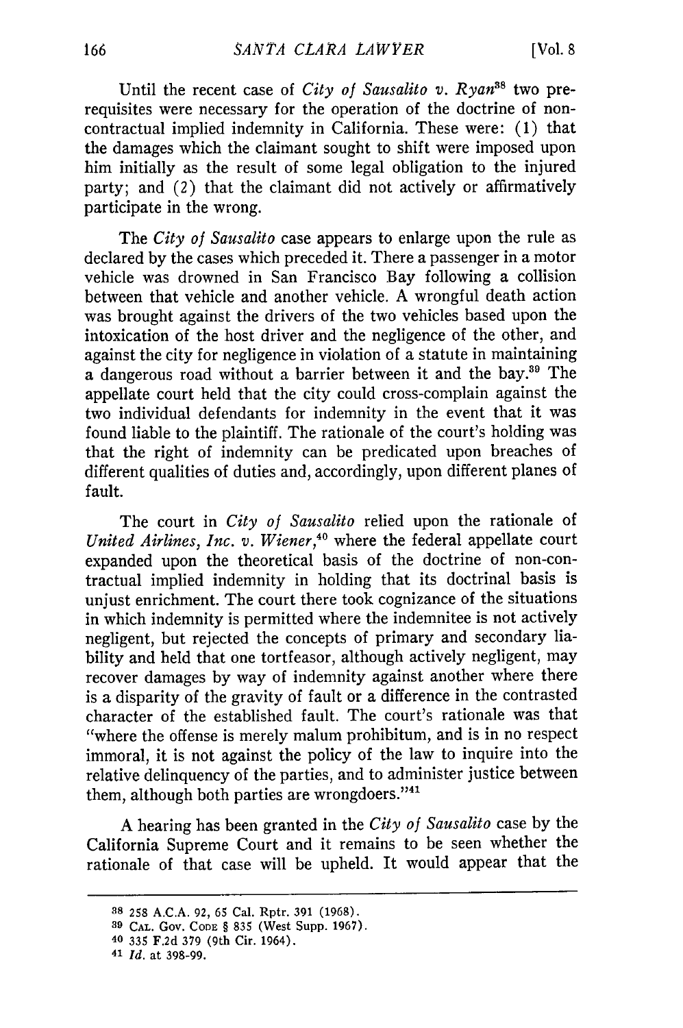Until the recent case of *City of Sausalito v. Ryan*[38] two prerequisites were necessary for the operation of the doctrine of non-contractual implied indemnity in California. These were: (1) that the damages which the claimant sought to shift were imposed upon him initially as the result of some legal obligation to the injured party; and (2) that the claimant did not actively or affirmatively participate in the wrong.

The *City of Sausalito* case appears to enlarge upon the rule as declared by the cases which preceded it. There a passenger in a motor vehicle was drowned in San Francisco Bay following a collision between that vehicle and another vehicle. A wrongful death action was brought against the drivers of the two vehicles based upon the intoxication of the host driver and the negligence of the other, and against the city for negligence in violation of a statute in maintaining a dangerous road without a barrier between it and the bay.[39] The appellate court held that the city could cross-complain against the two individual defendants for indemnity in the event that it was found liable to the plaintiff. The rationale of the court's holding was that the right of indemnity can be predicated upon breaches of different qualities of duties and, accordingly, upon different planes of fault.

The court in *City of Sausalito* relied upon the rationale of *United Airlines, Inc. v. Wiener*,[40] where the federal appellate court expanded upon the theoretical basis of the doctrine of non-contractual implied indemnity in holding that its doctrinal basis is unjust enrichment. The court there took cognizance of the situations in which indemnity is permitted where the indemnitee is not actively negligent, but rejected the concepts of primary and secondary liability and held that one tortfeasor, although actively negligent, may recover damages by way of indemnity against another where there is a disparity of the gravity of fault or a difference in the contrasted character of the established fault. The court's rationale was that "where the offense is merely malum prohibitum, and is in no respect immoral, it is not against the policy of the law to inquire into the relative delinquency of the parties, and to administer justice between them, although both parties are wrongdoers."[41]

A hearing has been granted in the *City of Sausalito* case by the California Supreme Court and it remains to be seen whether the rationale of that case will be upheld. It would appear that the

---

38 258 A.C.A. 92, 65 Cal. Rptr. 391 (1968).

39 CAL. GOV. CODE § 835 (West Supp. 1967).

40 335 F.2d 379 (9th Cir. 1964).

41 *Id.* at 398-99.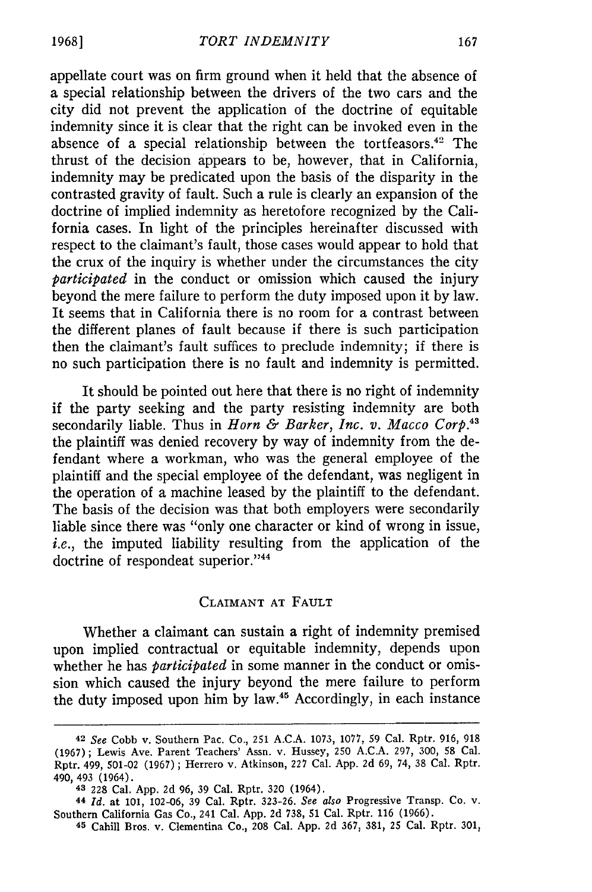appellate court was on firm ground when it held that the absence of a special relationship between the drivers of the two cars and the city did not prevent the application of the doctrine of equitable indemnity since it is clear that the right can be invoked even in the absence of a special relationship between the tortfeasors.[42] The thrust of the decision appears to be, however, that in California, indemnity may be predicated upon the basis of the disparity in the contrasted gravity of fault. Such a rule is clearly an expansion of the doctrine of implied indemnity as heretofore recognized by the California cases. In light of the principles hereinafter discussed with respect to the claimant's fault, those cases would appear to hold that the crux of the inquiry is whether under the circumstances the city *participated* in the conduct or omission which caused the injury beyond the mere failure to perform the duty imposed upon it by law. It seems that in California there is no room for a contrast between the different planes of fault because if there is such participation then the claimant's fault suffices to preclude indemnity; if there is no such participation there is no fault and indemnity is permitted.

It should be pointed out here that there is no right of indemnity if the party seeking and the party resisting indemnity are both secondarily liable. Thus in *Horn & Barker, Inc. v. Macco Corp.*[43] the plaintiff was denied recovery by way of indemnity from the defendant where a workman, who was the general employee of the plaintiff and the special employee of the defendant, was negligent in the operation of a machine leased by the plaintiff to the defendant. The basis of the decision was that both employers were secondarily liable since there was "only one character or kind of wrong in issue, *i.e.*, the imputed liability resulting from the application of the doctrine of respondeat superior."[44]

## CLAIMANT AT FAULT

Whether a claimant can sustain a right of indemnity premised upon implied contractual or equitable indemnity, depends upon whether he has *participated* in some manner in the conduct or omission which caused the injury beyond the mere failure to perform the duty imposed upon him by law.[45] Accordingly, in each instance

---

[42] *See* Cobb v. Southern Pac. Co., 251 A.C.A. 1073, 1077, 59 Cal. Rptr. 916, 918 (1967); Lewis Ave. Parent Teachers' Assn. v. Hussey, 250 A.C.A. 297, 300, 58 Cal. Rptr. 499, 501-02 (1967); Herrero v. Atkinson, 227 Cal. App. 2d 69, 74, 38 Cal. Rptr. 490, 493 (1964).

[43] 228 Cal. App. 2d 96, 39 Cal. Rptr. 320 (1964).

[44] *Id.* at 101, 102-06, 39 Cal. Rptr. 323-26. *See also* Progressive Transp. Co. v. Southern California Gas Co., 241 Cal. App. 2d 738, 51 Cal. Rptr. 116 (1966).

[45] Cahill Bros. v. Clementina Co., 208 Cal. App. 2d 367, 381, 25 Cal. Rptr. 301,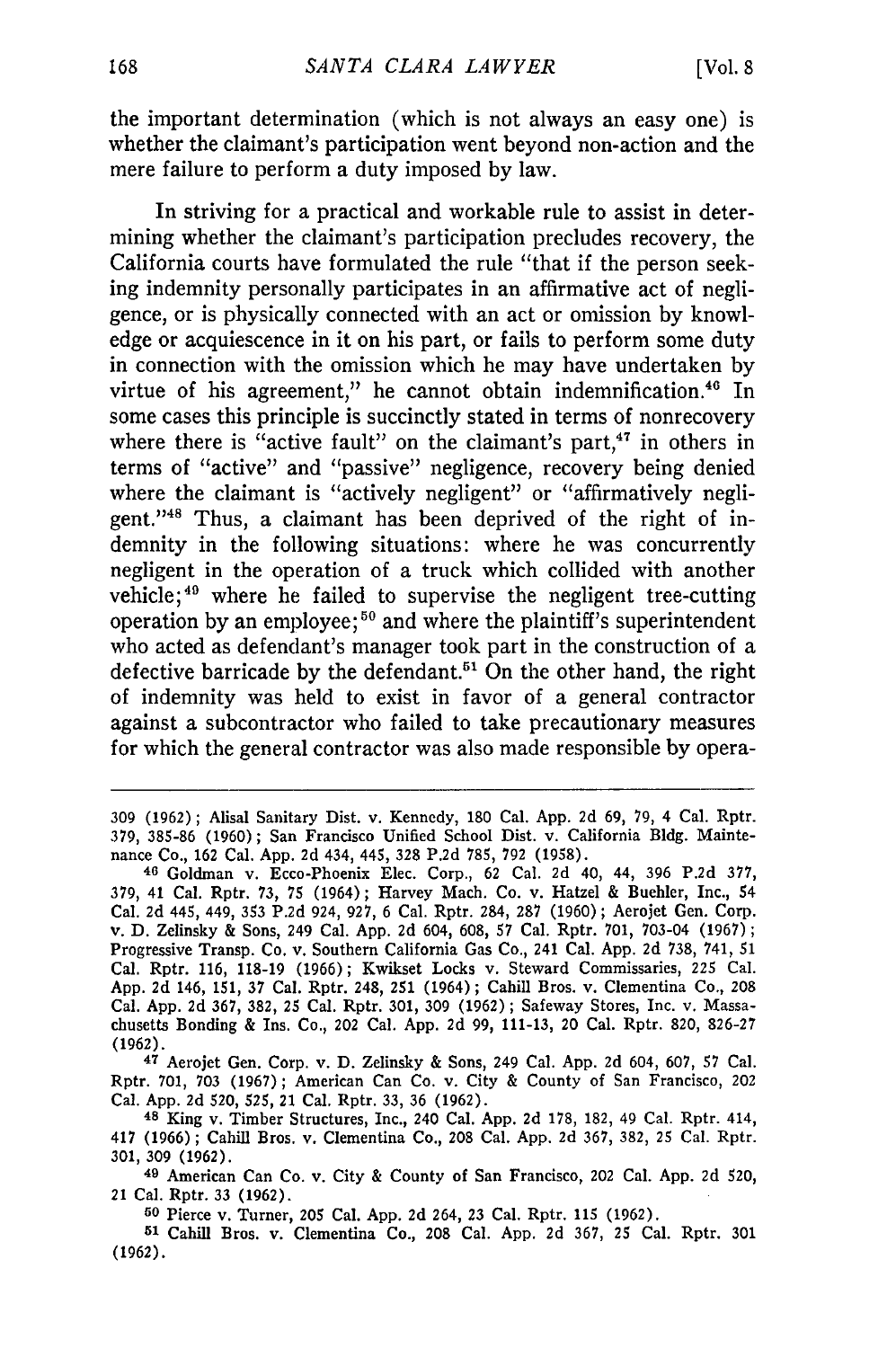the important determination (which is not always an easy one) is whether the claimant's participation went beyond non-action and the mere failure to perform a duty imposed by law.

In striving for a practical and workable rule to assist in determining whether the claimant's participation precludes recovery, the California courts have formulated the rule "that if the person seeking indemnity personally participates in an affirmative act of negligence, or is physically connected with an act or omission by knowledge or acquiescence in it on his part, or fails to perform some duty in connection with the omission which he may have undertaken by virtue of his agreement," he cannot obtain indemnification.[46] In some cases this principle is succinctly stated in terms of nonrecovery where there is "active fault" on the claimant's part,[47] in others in terms of "active" and "passive" negligence, recovery being denied where the claimant is "actively negligent" or "affirmatively negligent."[48] Thus, a claimant has been deprived of the right of indemnity in the following situations: where he was concurrently negligent in the operation of a truck which collided with another vehicle;[49] where he failed to supervise the negligent tree-cutting operation by an employee;[50] and where the plaintiff's superintendent who acted as defendant's manager took part in the construction of a defective barricade by the defendant.[51] On the other hand, the right of indemnity was held to exist in favor of a general contractor against a subcontractor who failed to take precautionary measures for which the general contractor was also made responsible by opera-

---

309 (1962); Alisal Sanitary Dist. v. Kennedy, 180 Cal. App. 2d 69, 79, 4 Cal. Rptr. 379, 385-86 (1960); San Francisco Unified School Dist. v. California Bldg. Maintenance Co., 162 Cal. App. 2d 434, 445, 328 P.2d 785, 792 (1958).

46 Goldman v. Ecco-Phoenix Elec. Corp., 62 Cal. 2d 40, 44, 396 P.2d 377, 379, 41 Cal. Rptr. 73, 75 (1964); Harvey Mach. Co. v. Hatzel & Buehler, Inc., 54 Cal. 2d 445, 449, 353 P.2d 924, 927, 6 Cal. Rptr. 284, 287 (1960); Aerojet Gen. Corp. v. D. Zelinsky & Sons, 249 Cal. App. 2d 604, 608, 57 Cal. Rptr. 701, 703-04 (1967); Progressive Transp. Co. v. Southern California Gas Co., 241 Cal. App. 2d 738, 741, 51 Cal. Rptr. 116, 118-19 (1966); Kwikset Locks v. Steward Commissaries, 225 Cal. App. 2d 146, 151, 37 Cal. Rptr. 248, 251 (1964); Cahill Bros. v. Clementina Co., 208 Cal. App. 2d 367, 382, 25 Cal. Rptr. 301, 309 (1962); Safeway Stores, Inc. v. Massachusetts Bonding & Ins. Co., 202 Cal. App. 2d 99, 111-13, 20 Cal. Rptr. 820, 826-27 (1962).

47 Aerojet Gen. Corp. v. D. Zelinsky & Sons, 249 Cal. App. 2d 604, 607, 57 Cal. Rptr. 701, 703 (1967); American Can Co. v. City & County of San Francisco, 202 Cal. App. 2d 520, 525, 21 Cal. Rptr. 33, 36 (1962).

48 King v. Timber Structures, Inc., 240 Cal. App. 2d 178, 182, 49 Cal. Rptr. 414, 417 (1966); Cahill Bros. v. Clementina Co., 208 Cal. App. 2d 367, 382, 25 Cal. Rptr. 301, 309 (1962).

49 American Can Co. v. City & County of San Francisco, 202 Cal. App. 2d 520, 21 Cal. Rptr. 33 (1962).

50 Pierce v. Turner, 205 Cal. App. 2d 264, 23 Cal. Rptr. 115 (1962).

51 Cahill Bros. v. Clementina Co., 208 Cal. App. 2d 367, 25 Cal. Rptr. 301 (1962).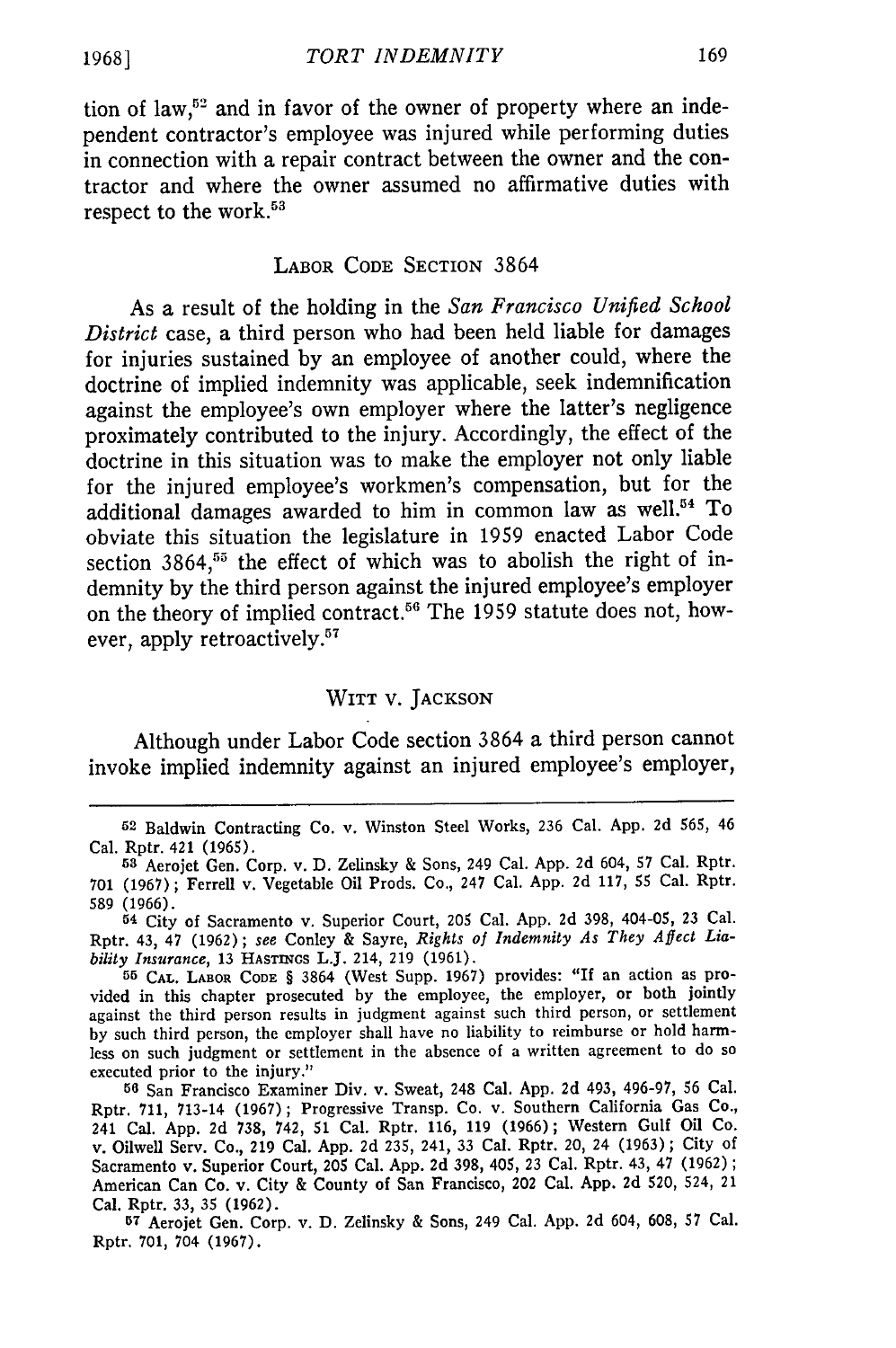tion of law,[52] and in favor of the owner of property where an independent contractor's employee was injured while performing duties in connection with a repair contract between the owner and the contractor and where the owner assumed no affirmative duties with respect to the work.[53]

## LABOR CODE SECTION 3864

As a result of the holding in the *San Francisco Unified School District* case, a third person who had been held liable for damages for injuries sustained by an employee of another could, where the doctrine of implied indemnity was applicable, seek indemnification against the employee's own employer where the latter's negligence proximately contributed to the injury. Accordingly, the effect of the doctrine in this situation was to make the employer not only liable for the injured employee's workmen's compensation, but for the additional damages awarded to him in common law as well.[54] To obviate this situation the legislature in 1959 enacted Labor Code section 3864,[55] the effect of which was to abolish the right of indemnity by the third person against the injured employee's employer on the theory of implied contract.[56] The 1959 statute does not, however, apply retroactively.[57]

## WITT V. JACKSON

Although under Labor Code section 3864 a third person cannot invoke implied indemnity against an injured employee's employer,

---

[52] Baldwin Contracting Co. v. Winston Steel Works, 236 Cal. App. 2d 565, 46 Cal. Rptr. 421 (1965).

[53] Aerojet Gen. Corp. v. D. Zelinsky & Sons, 249 Cal. App. 2d 604, 57 Cal. Rptr. 701 (1967); Ferrell v. Vegetable Oil Prods. Co., 247 Cal. App. 2d 117, 55 Cal. Rptr. 589 (1966).

[54] City of Sacramento v. Superior Court, 205 Cal. App. 2d 398, 404-05, 23 Cal. Rptr. 43, 47 (1962); *see* Conley & Sayre, *Rights of Indemnity As They Affect Liability Insurance*, 13 HASTINGS L.J. 214, 219 (1961).

[55] CAL. LABOR CODE § 3864 (West Supp. 1967) provides: "If an action as provided in this chapter prosecuted by the employee, the employer, or both jointly against the third person results in judgment against such third person, or settlement by such third person, the employer shall have no liability to reimburse or hold harmless on such judgment or settlement in the absence of a written agreement to do so executed prior to the injury."

[56] San Francisco Examiner Div. v. Sweat, 248 Cal. App. 2d 493, 496-97, 56 Cal. Rptr. 711, 713-14 (1967); Progressive Transp. Co. v. Southern California Gas Co., 241 Cal. App. 2d 738, 742, 51 Cal. Rptr. 116, 119 (1966); Western Gulf Oil Co. v. Oilwell Serv. Co., 219 Cal. App. 2d 235, 241, 33 Cal. Rptr. 20, 24 (1963); City of Sacramento v. Superior Court, 205 Cal. App. 2d 398, 405, 23 Cal. Rptr. 43, 47 (1962); American Can Co. v. City & County of San Francisco, 202 Cal. App. 2d 520, 524, 21 Cal. Rptr. 33, 35 (1962).

[57] Aerojet Gen. Corp. v. D. Zelinsky & Sons, 249 Cal. App. 2d 604, 608, 57 Cal. Rptr. 701, 704 (1967).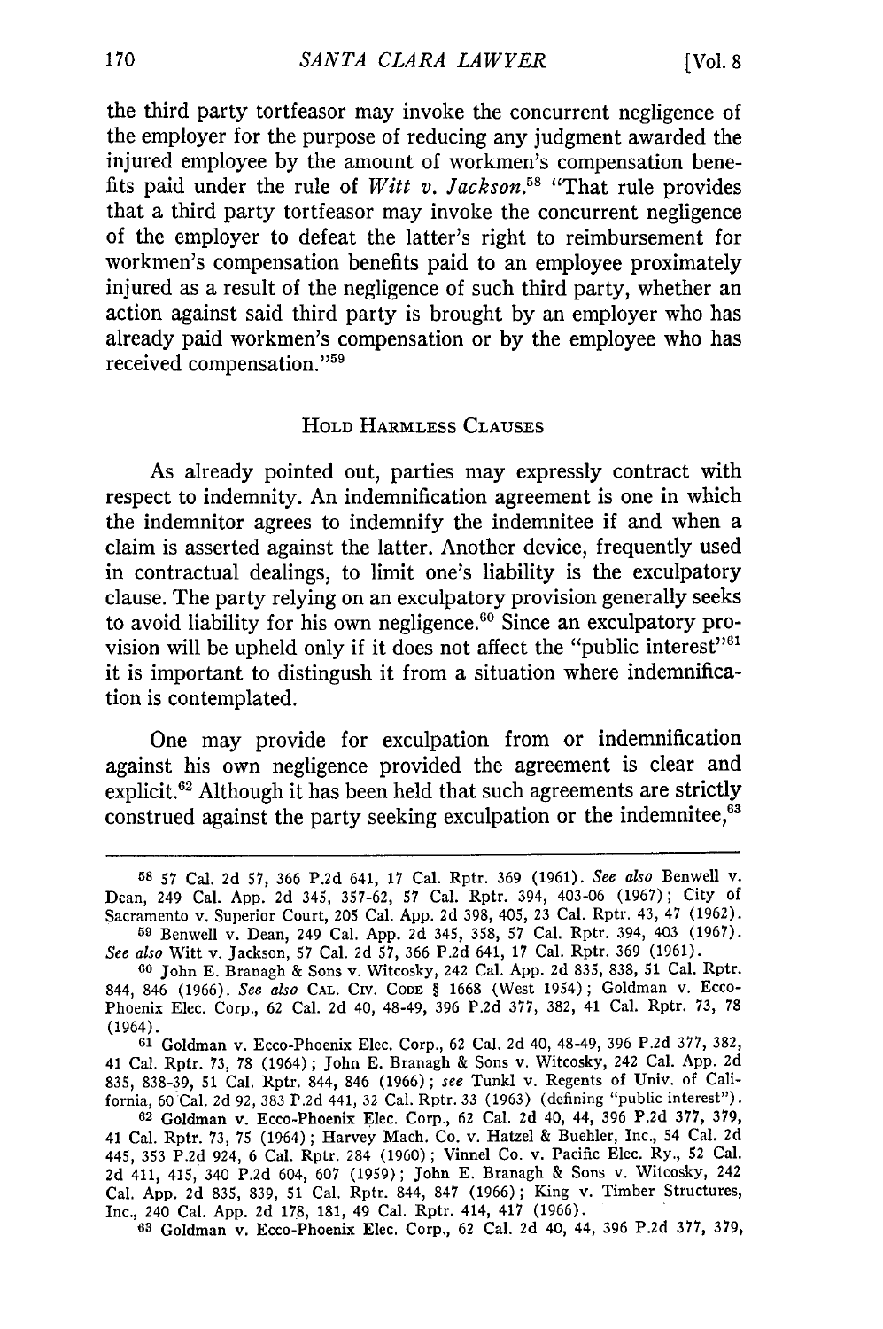the third party tortfeasor may invoke the concurrent negligence of the employer for the purpose of reducing any judgment awarded the injured employee by the amount of workmen's compensation benefits paid under the rule of *Witt v. Jackson*.[58] "That rule provides that a third party tortfeasor may invoke the concurrent negligence of the employer to defeat the latter's right to reimbursement for workmen's compensation benefits paid to an employee proximately injured as a result of the negligence of such third party, whether an action against said third party is brought by an employer who has already paid workmen's compensation or by the employee who has received compensation."[59]

## HOLD HARMLESS CLAUSES

As already pointed out, parties may expressly contract with respect to indemnity. An indemnification agreement is one in which the indemnitor agrees to indemnify the indemnitee if and when a claim is asserted against the latter. Another device, frequently used in contractual dealings, to limit one's liability is the exculpatory clause. The party relying on an exculpatory provision generally seeks to avoid liability for his own negligence.[60] Since an exculpatory provision will be upheld only if it does not affect the "public interest"[61] it is important to distingush it from a situation where indemnification is contemplated.

One may provide for exculpation from or indemnification against his own negligence provided the agreement is clear and explicit.[62] Although it has been held that such agreements are strictly construed against the party seeking exculpation or the indemnitee,[63]

---

[58] 57 Cal. 2d 57, 366 P.2d 641, 17 Cal. Rptr. 369 (1961). *See also* Benwell v. Dean, 249 Cal. App. 2d 345, 357-62, 57 Cal. Rptr. 394, 403-06 (1967); City of Sacramento v. Superior Court, 205 Cal. App. 2d 398, 405, 23 Cal. Rptr. 43, 47 (1962).

[59] Benwell v. Dean, 249 Cal. App. 2d 345, 358, 57 Cal. Rptr. 394, 403 (1967). *See also* Witt v. Jackson, 57 Cal. 2d 57, 366 P.2d 641, 17 Cal. Rptr. 369 (1961).

[60] John E. Branagh & Sons v. Witcosky, 242 Cal. App. 2d 835, 838, 51 Cal. Rptr. 844, 846 (1966). *See also* CAL. CIV. CODE § 1668 (West 1954); Goldman v. Ecco-Phoenix Elec. Corp., 62 Cal. 2d 40, 48-49, 396 P.2d 377, 382, 41 Cal. Rptr. 73, 78 (1964).

[61] Goldman v. Ecco-Phoenix Elec. Corp., 62 Cal. 2d 40, 48-49, 396 P.2d 377, 382, 41 Cal. Rptr. 73, 78 (1964); John E. Branagh & Sons v. Witcosky, 242 Cal. App. 2d 835, 838-39, 51 Cal. Rptr. 844, 846 (1966); *see* Tunkl v. Regents of Univ. of California, 60 Cal. 2d 92, 383 P.2d 441, 32 Cal. Rptr. 33 (1963) (defining "public interest").

[62] Goldman v. Ecco-Phoenix Elec. Corp., 62 Cal. 2d 40, 44, 396 P.2d 377, 379, 41 Cal. Rptr. 73, 75 (1964); Harvey Mach. Co. v. Hatzel & Buehler, Inc., 54 Cal. 2d 445, 353 P.2d 924, 6 Cal. Rptr. 284 (1960); Vinnel Co. v. Pacific Elec. Ry., 52 Cal. 2d 411, 415, 340 P.2d 604, 607 (1959); John E. Branagh & Sons v. Witcosky, 242 Cal. App. 2d 835, 839, 51 Cal. Rptr. 844, 847 (1966); King v. Timber Structures, Inc., 240 Cal. App. 2d 178, 181, 49 Cal. Rptr. 414, 417 (1966).

[63] Goldman v. Ecco-Phoenix Elec. Corp., 62 Cal. 2d 40, 44, 396 P.2d 377, 379,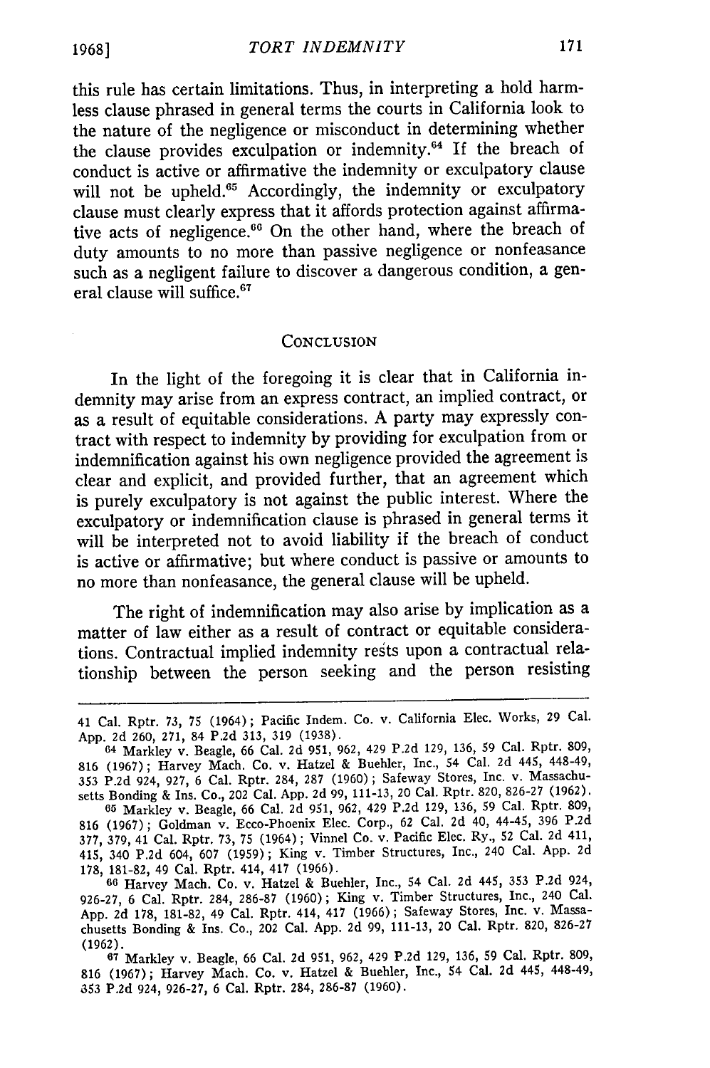this rule has certain limitations. Thus, in interpreting a hold harmless clause phrased in general terms the courts in California look to the nature of the negligence or misconduct in determining whether the clause provides exculpation or indemnity.[64] If the breach of conduct is active or affirmative the indemnity or exculpatory clause will not be upheld.[65] Accordingly, the indemnity or exculpatory clause must clearly express that it affords protection against affirmative acts of negligence.[66] On the other hand, where the breach of duty amounts to no more than passive negligence or nonfeasance such as a negligent failure to discover a dangerous condition, a general clause will suffice.[67]

## Conclusion

In the light of the foregoing it is clear that in California indemnity may arise from an express contract, an implied contract, or as a result of equitable considerations. A party may expressly contract with respect to indemnity by providing for exculpation from or indemnification against his own negligence provided the agreement is clear and explicit, and provided further, that an agreement which is purely exculpatory is not against the public interest. Where the exculpatory or indemnification clause is phrased in general terms it will be interpreted not to avoid liability if the breach of conduct is active or affirmative; but where conduct is passive or amounts to no more than nonfeasance, the general clause will be upheld.

The right of indemnification may also arise by implication as a matter of law either as a result of contract or equitable considerations. Contractual implied indemnity rests upon a contractual relationship between the person seeking and the person resisting

---

41 Cal. Rptr. 73, 75 (1964); Pacific Indem. Co. v. California Elec. Works, 29 Cal. App. 2d 260, 271, 84 P.2d 313, 319 (1938).

[64] Markley v. Beagle, 66 Cal. 2d 951, 962, 429 P.2d 129, 136, 59 Cal. Rptr. 809, 816 (1967); Harvey Mach. Co. v. Hatzel & Buehler, Inc., 54 Cal. 2d 445, 448-49, 353 P.2d 924, 927, 6 Cal. Rptr. 284, 287 (1960); Safeway Stores, Inc. v. Massachusetts Bonding & Ins. Co., 202 Cal. App. 2d 99, 111-13, 20 Cal. Rptr. 820, 826-27 (1962).

[65] Markley v. Beagle, 66 Cal. 2d 951, 962, 429 P.2d 129, 136, 59 Cal. Rptr. 809, 816 (1967); Goldman v. Ecco-Phoenix Elec. Corp., 62 Cal. 2d 40, 44-45, 396 P.2d 377, 379, 41 Cal. Rptr. 73, 75 (1964); Vinnel Co. v. Pacific Elec. Ry., 52 Cal. 2d 411, 415, 340 P.2d 604, 607 (1959); King v. Timber Structures, Inc., 240 Cal. App. 2d 178, 181-82, 49 Cal. Rptr. 414, 417 (1966).

[66] Harvey Mach. Co. v. Hatzel & Buehler, Inc., 54 Cal. 2d 445, 353 P.2d 924, 926-27, 6 Cal. Rptr. 284, 286-87 (1960); King v. Timber Structures, Inc., 240 Cal. App. 2d 178, 181-82, 49 Cal. Rptr. 414, 417 (1966); Safeway Stores, Inc. v. Massachusetts Bonding & Ins. Co., 202 Cal. App. 2d 99, 111-13, 20 Cal. Rptr. 820, 826-27 (1962).

[67] Markley v. Beagle, 66 Cal. 2d 951, 962, 429 P.2d 129, 136, 59 Cal. Rptr. 809, 816 (1967); Harvey Mach. Co. v. Hatzel & Buehler, Inc., 54 Cal. 2d 445, 448-49, 353 P.2d 924, 926-27, 6 Cal. Rptr. 284, 286-87 (1960).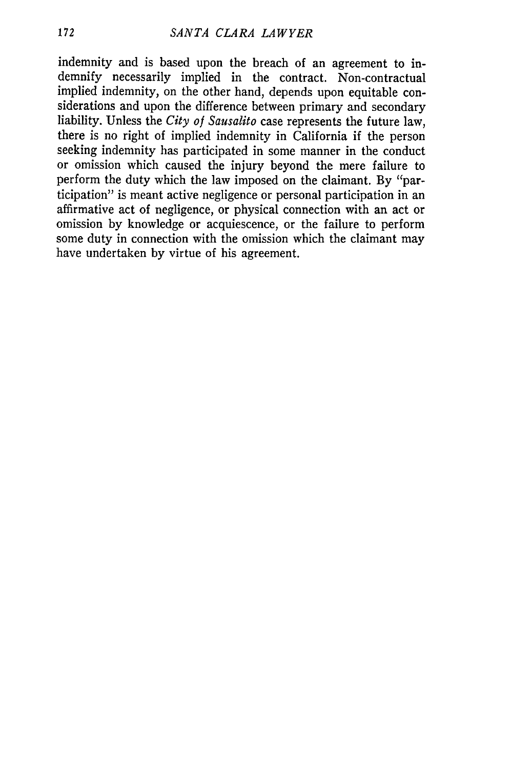indemnity and is based upon the breach of an agreement to indemnify necessarily implied in the contract. Non-contractual implied indemnity, on the other hand, depends upon equitable considerations and upon the difference between primary and secondary liability. Unless the *City of Sausalito* case represents the future law, there is no right of implied indemnity in California if the person seeking indemnity has participated in some manner in the conduct or omission which caused the injury beyond the mere failure to perform the duty which the law imposed on the claimant. By "participation" is meant active negligence or personal participation in an affirmative act of negligence, or physical connection with an act or omission by knowledge or acquiescence, or the failure to perform some duty in connection with the omission which the claimant may have undertaken by virtue of his agreement.